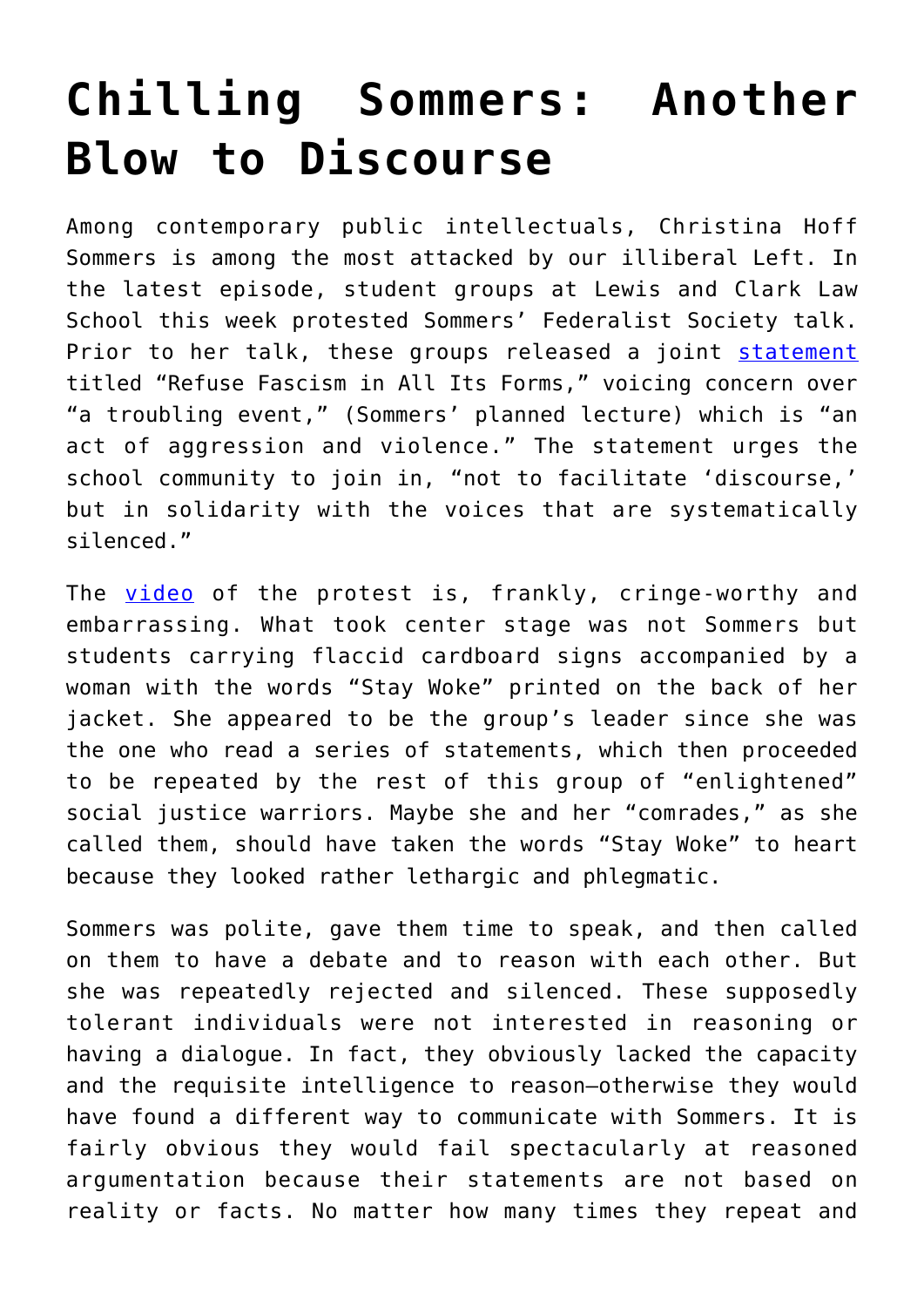# Chilling Sommers: Another Blow to Discourse

Among contemporary public intellectuals, Christina Hoff Sommers is among the most attacked by our illiberal Left. In the latest episode, student groups at Lewis and Clark Law School this week protested Sommers' Federalist Society talk. Prior to her talk, these groups released a joint [statement](statement) titled "Refuse Fascism in All Its Forms," voicing concern over "a troubling event," (Sommers' planned lecture) which is "an act of aggression and violence." The statement urges the school community to join in, "not to facilitate 'discourse,' but in solidarity with the voices that are systematically silenced."

The [video](video) of the protest is, frankly, cringe-worthy and embarrassing. What took center stage was not Sommers but students carrying flaccid cardboard signs accompanied by a woman with the words "Stay Woke" printed on the back of her jacket. She appeared to be the group's leader since she was the one who read a series of statements, which then proceeded to be repeated by the rest of this group of "enlightened" social justice warriors. Maybe she and her "comrades," as she called them, should have taken the words "Stay Woke" to heart because they looked rather lethargic and phlegmatic.

Sommers was polite, gave them time to speak, and then called on them to have a debate and to reason with each other. But she was repeatedly rejected and silenced. These supposedly tolerant individuals were not interested in reasoning or having a dialogue. In fact, they obviously lacked the capacity and the requisite intelligence to reason—otherwise they would have found a different way to communicate with Sommers. It is fairly obvious they would fail spectacularly at reasoned argumentation because their statements are not based on reality or facts. No matter how many times they repeat and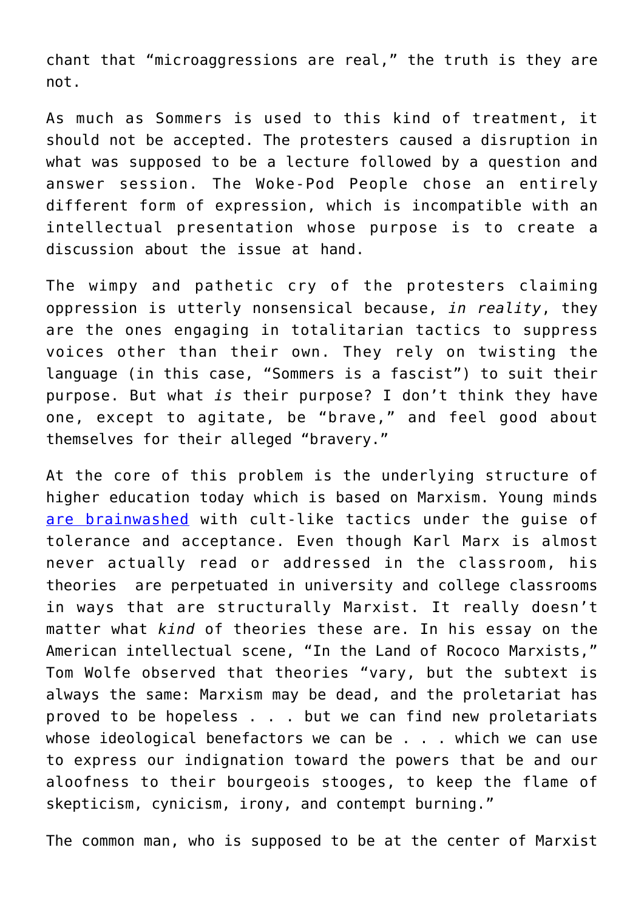chant that "microaggressions are real," the truth is they are not.

As much as Sommers is used to this kind of treatment, it should not be accepted. The protesters caused a disruption in what was supposed to be a lecture followed by a question and answer session. The Woke-Pod People chose an entirely different form of expression, which is incompatible with an intellectual presentation whose purpose is to create a discussion about the issue at hand.

The wimpy and pathetic cry of the protesters claiming oppression is utterly nonsensical because, *in reality*, they are the ones engaging in totalitarian tactics to suppress voices other than their own. They rely on twisting the language (in this case, "Sommers is a fascist") to suit their purpose. But what *is* their purpose? I don't think they have one, except to agitate, be "brave," and feel good about themselves for their alleged "bravery."

At the core of this problem is the underlying structure of higher education today which is based on Marxism. Young minds [are brainwashed] with cult-like tactics under the guise of tolerance and acceptance. Even though Karl Marx is almost never actually read or addressed in the classroom, his theories are perpetuated in university and college classrooms in ways that are structurally Marxist. It really doesn't matter what *kind* of theories these are. In his essay on the American intellectual scene, "In the Land of Rococo Marxists," Tom Wolfe observed that theories "vary, but the subtext is always the same: Marxism may be dead, and the proletariat has proved to be hopeless . . . but we can find new proletariats whose ideological benefactors we can be . . . which we can use to express our indignation toward the powers that be and our aloofness to their bourgeois stooges, to keep the flame of skepticism, cynicism, irony, and contempt burning."

The common man, who is supposed to be at the center of Marxist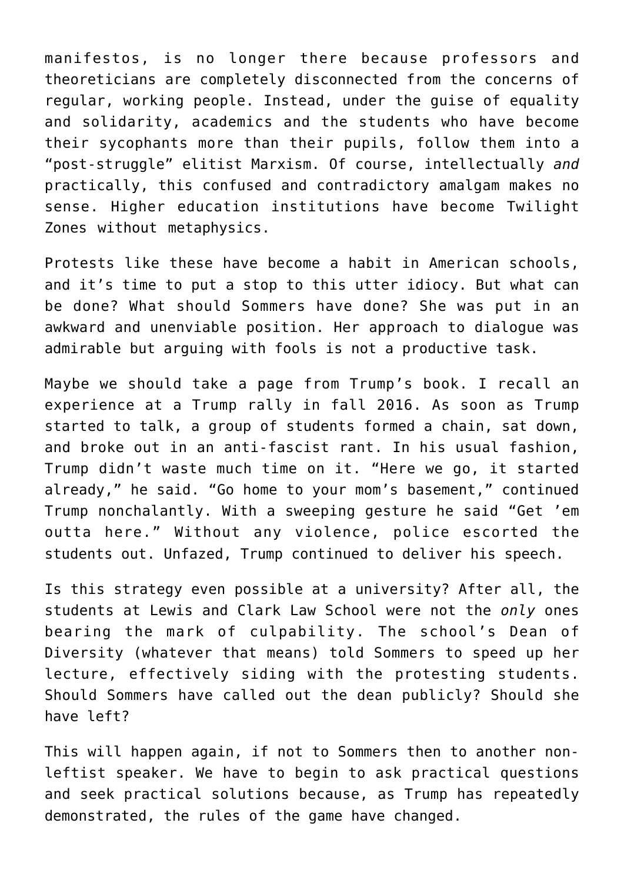manifestos, is no longer there because professors and theoreticians are completely disconnected from the concerns of regular, working people. Instead, under the guise of equality and solidarity, academics and the students who have become their sycophants more than their pupils, follow them into a "post-struggle" elitist Marxism. Of course, intellectually *and* practically, this confused and contradictory amalgam makes no sense. Higher education institutions have become Twilight Zones without metaphysics.

Protests like these have become a habit in American schools, and it's time to put a stop to this utter idiocy. But what can be done? What should Sommers have done? She was put in an awkward and unenviable position. Her approach to dialogue was admirable but arguing with fools is not a productive task.

Maybe we should take a page from Trump's book. I recall an experience at a Trump rally in fall 2016. As soon as Trump started to talk, a group of students formed a chain, sat down, and broke out in an anti-fascist rant. In his usual fashion, Trump didn't waste much time on it. "Here we go, it started already," he said. "Go home to your mom's basement," continued Trump nonchalantly. With a sweeping gesture he said "Get 'em outta here." Without any violence, police escorted the students out. Unfazed, Trump continued to deliver his speech.

Is this strategy even possible at a university? After all, the students at Lewis and Clark Law School were not the *only* ones bearing the mark of culpability. The school's Dean of Diversity (whatever that means) told Sommers to speed up her lecture, effectively siding with the protesting students. Should Sommers have called out the dean publicly? Should she have left?

This will happen again, if not to Sommers then to another non-leftist speaker. We have to begin to ask practical questions and seek practical solutions because, as Trump has repeatedly demonstrated, the rules of the game have changed.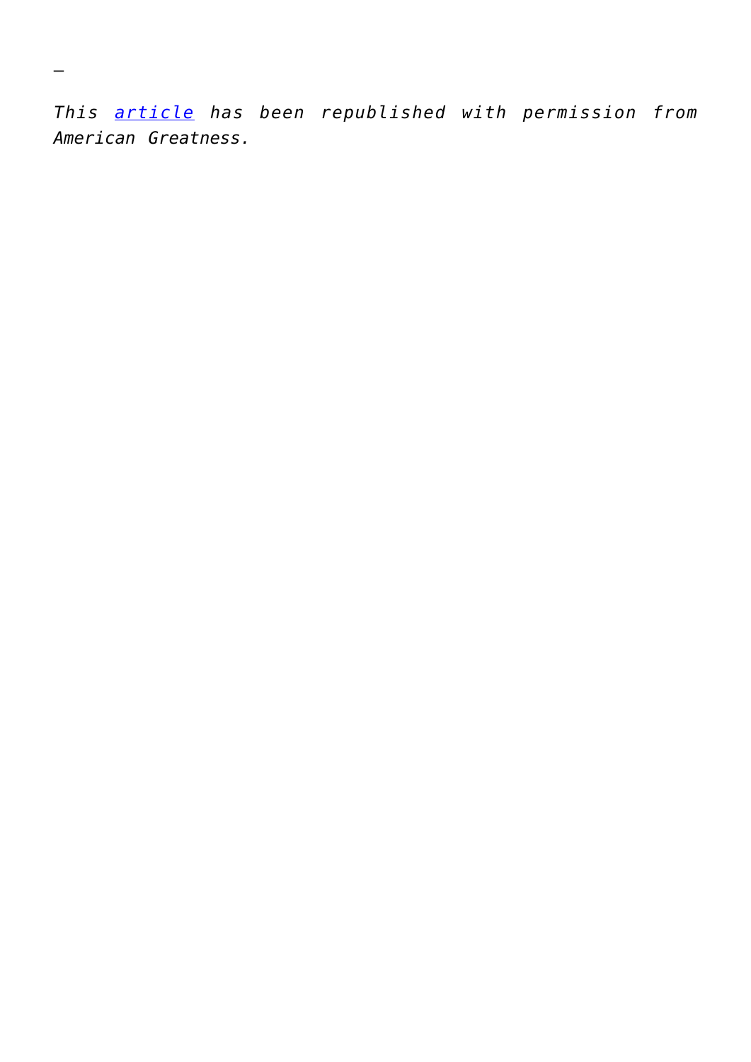–

*This [article](article) has been republished with permission from American Greatness.*